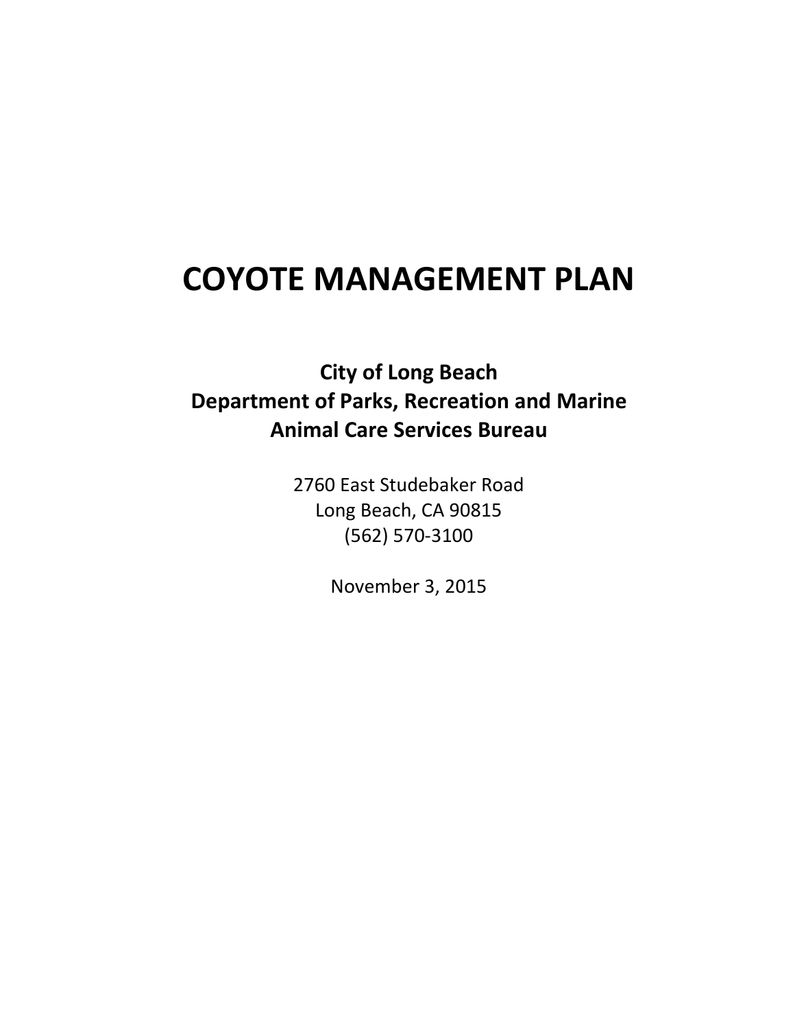# COYOTE MANAGEMENT PLAN

**City of Long Beach**
**Department of Parks, Recreation and Marine**
**Animal Care Services Bureau**

2760 East Studebaker Road
Long Beach, CA 90815
(562) 570-3100

November 3, 2015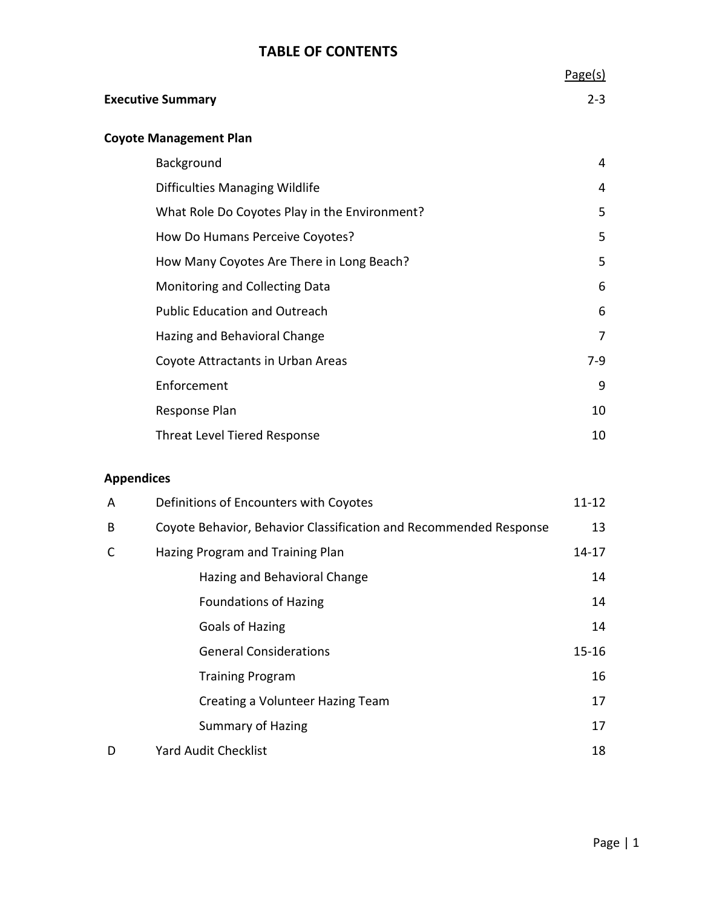# TABLE OF CONTENTS

| | | Page(s) |
|---|---|---|
| **Executive Summary** | | 2-3 |
| **Coyote Management Plan** | | |
| | Background | 4 |
| | Difficulties Managing Wildlife | 4 |
| | What Role Do Coyotes Play in the Environment? | 5 |
| | How Do Humans Perceive Coyotes? | 5 |
| | How Many Coyotes Are There in Long Beach? | 5 |
| | Monitoring and Collecting Data | 6 |
| | Public Education and Outreach | 6 |
| | Hazing and Behavioral Change | 7 |
| | Coyote Attractants in Urban Areas | 7-9 |
| | Enforcement | 9 |
| | Response Plan | 10 |
| | Threat Level Tiered Response | 10 |
| **Appendices** | | |
| A | Definitions of Encounters with Coyotes | 11-12 |
| B | Coyote Behavior, Behavior Classification and Recommended Response | 13 |
| C | Hazing Program and Training Plan | 14-17 |
| | Hazing and Behavioral Change | 14 |
| | Foundations of Hazing | 14 |
| | Goals of Hazing | 14 |
| | General Considerations | 15-16 |
| | Training Program | 16 |
| | Creating a Volunteer Hazing Team | 17 |
| | Summary of Hazing | 17 |
| D | Yard Audit Checklist | 18 |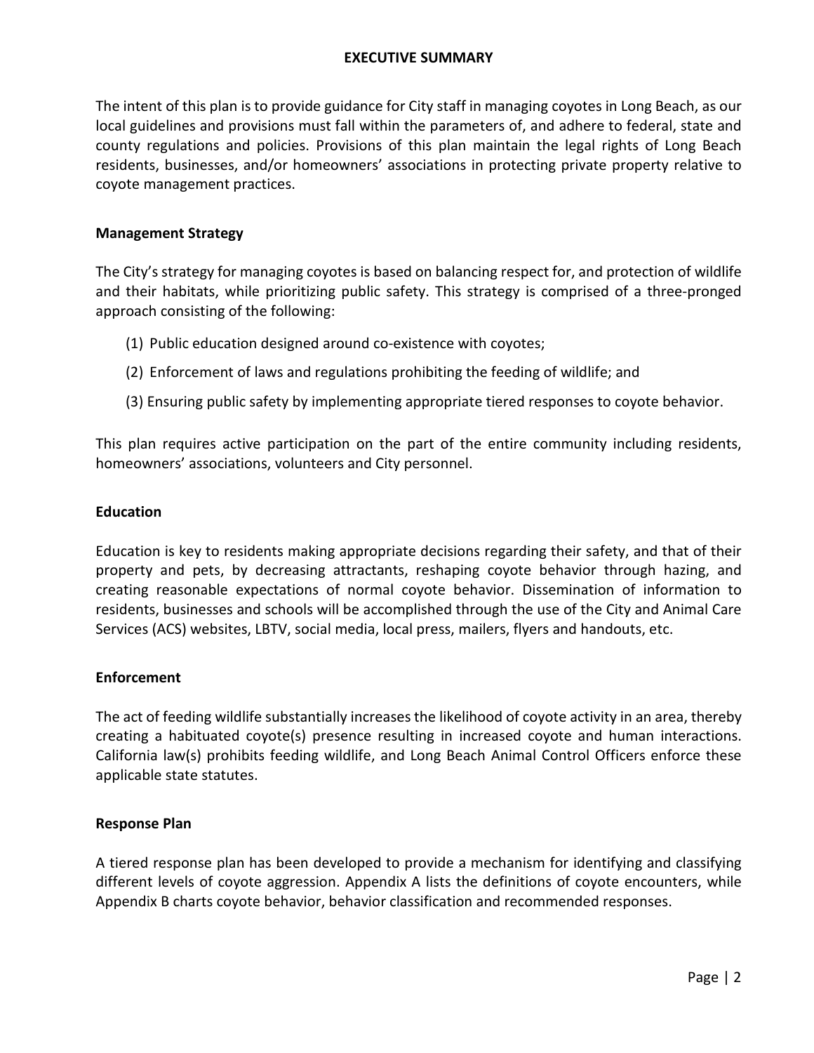# EXECUTIVE SUMMARY

The intent of this plan is to provide guidance for City staff in managing coyotes in Long Beach, as our local guidelines and provisions must fall within the parameters of, and adhere to federal, state and county regulations and policies. Provisions of this plan maintain the legal rights of Long Beach residents, businesses, and/or homeowners' associations in protecting private property relative to coyote management practices.

## Management Strategy

The City's strategy for managing coyotes is based on balancing respect for, and protection of wildlife and their habitats, while prioritizing public safety. This strategy is comprised of a three-pronged approach consisting of the following:

(1) Public education designed around co-existence with coyotes;

(2) Enforcement of laws and regulations prohibiting the feeding of wildlife; and

(3) Ensuring public safety by implementing appropriate tiered responses to coyote behavior.

This plan requires active participation on the part of the entire community including residents, homeowners' associations, volunteers and City personnel.

## Education

Education is key to residents making appropriate decisions regarding their safety, and that of their property and pets, by decreasing attractants, reshaping coyote behavior through hazing, and creating reasonable expectations of normal coyote behavior. Dissemination of information to residents, businesses and schools will be accomplished through the use of the City and Animal Care Services (ACS) websites, LBTV, social media, local press, mailers, flyers and handouts, etc.

## Enforcement

The act of feeding wildlife substantially increases the likelihood of coyote activity in an area, thereby creating a habituated coyote(s) presence resulting in increased coyote and human interactions. California law(s) prohibits feeding wildlife, and Long Beach Animal Control Officers enforce these applicable state statutes.

## Response Plan

A tiered response plan has been developed to provide a mechanism for identifying and classifying different levels of coyote aggression. Appendix A lists the definitions of coyote encounters, while Appendix B charts coyote behavior, behavior classification and recommended responses.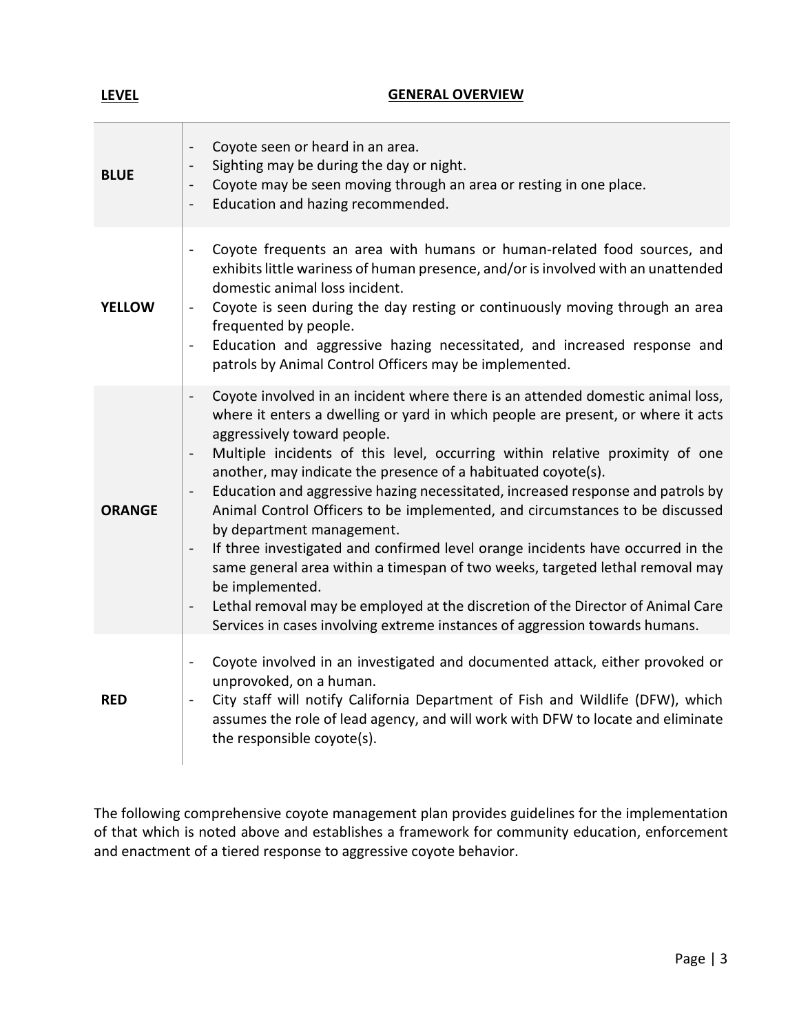| LEVEL | GENERAL OVERVIEW |
|---|---|
| **BLUE** | - Coyote seen or heard in an area.<br>- Sighting may be during the day or night.<br>- Coyote may be seen moving through an area or resting in one place.<br>- Education and hazing recommended. |
| **YELLOW** | - Coyote frequents an area with humans or human-related food sources, and exhibits little wariness of human presence, and/or is involved with an unattended domestic animal loss incident.<br>- Coyote is seen during the day resting or continuously moving through an area frequented by people.<br>- Education and aggressive hazing necessitated, and increased response and patrols by Animal Control Officers may be implemented. |
| **ORANGE** | - Coyote involved in an incident where there is an attended domestic animal loss, where it enters a dwelling or yard in which people are present, or where it acts aggressively toward people.<br>- Multiple incidents of this level, occurring within relative proximity of one another, may indicate the presence of a habituated coyote(s).<br>- Education and aggressive hazing necessitated, increased response and patrols by Animal Control Officers to be implemented, and circumstances to be discussed by department management.<br>- If three investigated and confirmed level orange incidents have occurred in the same general area within a timespan of two weeks, targeted lethal removal may be implemented.<br>- Lethal removal may be employed at the discretion of the Director of Animal Care Services in cases involving extreme instances of aggression towards humans. |
| **RED** | - Coyote involved in an investigated and documented attack, either provoked or unprovoked, on a human.<br>- City staff will notify California Department of Fish and Wildlife (DFW), which assumes the role of lead agency, and will work with DFW to locate and eliminate the responsible coyote(s). |

The following comprehensive coyote management plan provides guidelines for the implementation of that which is noted above and establishes a framework for community education, enforcement and enactment of a tiered response to aggressive coyote behavior.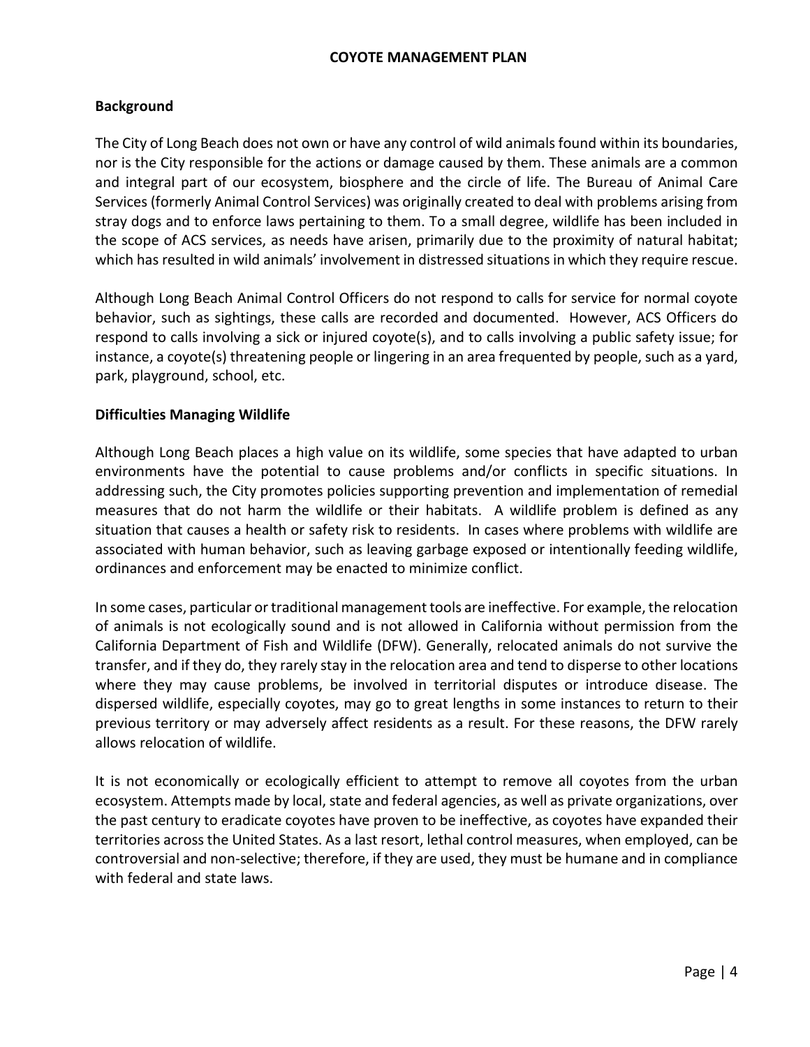## Background

The City of Long Beach does not own or have any control of wild animals found within its boundaries, nor is the City responsible for the actions or damage caused by them. These animals are a common and integral part of our ecosystem, biosphere and the circle of life. The Bureau of Animal Care Services (formerly Animal Control Services) was originally created to deal with problems arising from stray dogs and to enforce laws pertaining to them. To a small degree, wildlife has been included in the scope of ACS services, as needs have arisen, primarily due to the proximity of natural habitat; which has resulted in wild animals' involvement in distressed situations in which they require rescue.

Although Long Beach Animal Control Officers do not respond to calls for service for normal coyote behavior, such as sightings, these calls are recorded and documented. However, ACS Officers do respond to calls involving a sick or injured coyote(s), and to calls involving a public safety issue; for instance, a coyote(s) threatening people or lingering in an area frequented by people, such as a yard, park, playground, school, etc.

## Difficulties Managing Wildlife

Although Long Beach places a high value on its wildlife, some species that have adapted to urban environments have the potential to cause problems and/or conflicts in specific situations. In addressing such, the City promotes policies supporting prevention and implementation of remedial measures that do not harm the wildlife or their habitats. A wildlife problem is defined as any situation that causes a health or safety risk to residents. In cases where problems with wildlife are associated with human behavior, such as leaving garbage exposed or intentionally feeding wildlife, ordinances and enforcement may be enacted to minimize conflict.

In some cases, particular or traditional management tools are ineffective. For example, the relocation of animals is not ecologically sound and is not allowed in California without permission from the California Department of Fish and Wildlife (DFW). Generally, relocated animals do not survive the transfer, and if they do, they rarely stay in the relocation area and tend to disperse to other locations where they may cause problems, be involved in territorial disputes or introduce disease. The dispersed wildlife, especially coyotes, may go to great lengths in some instances to return to their previous territory or may adversely affect residents as a result. For these reasons, the DFW rarely allows relocation of wildlife.

It is not economically or ecologically efficient to attempt to remove all coyotes from the urban ecosystem. Attempts made by local, state and federal agencies, as well as private organizations, over the past century to eradicate coyotes have proven to be ineffective, as coyotes have expanded their territories across the United States. As a last resort, lethal control measures, when employed, can be controversial and non-selective; therefore, if they are used, they must be humane and in compliance with federal and state laws.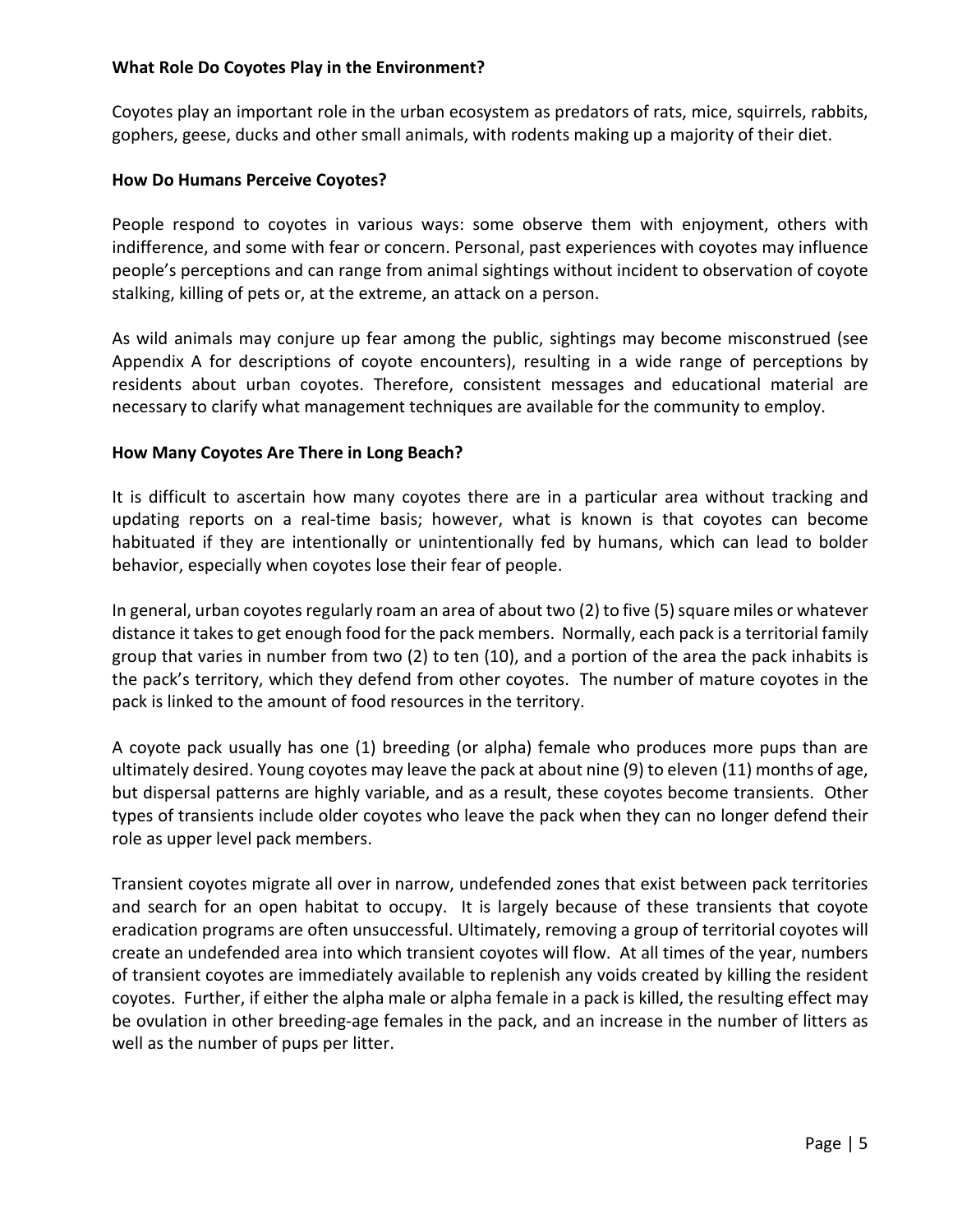**What Role Do Coyotes Play in the Environment?**

Coyotes play an important role in the urban ecosystem as predators of rats, mice, squirrels, rabbits, gophers, geese, ducks and other small animals, with rodents making up a majority of their diet.

**How Do Humans Perceive Coyotes?**

People respond to coyotes in various ways: some observe them with enjoyment, others with indifference, and some with fear or concern. Personal, past experiences with coyotes may influence people's perceptions and can range from animal sightings without incident to observation of coyote stalking, killing of pets or, at the extreme, an attack on a person.

As wild animals may conjure up fear among the public, sightings may become misconstrued (see Appendix A for descriptions of coyote encounters), resulting in a wide range of perceptions by residents about urban coyotes. Therefore, consistent messages and educational material are necessary to clarify what management techniques are available for the community to employ.

**How Many Coyotes Are There in Long Beach?**

It is difficult to ascertain how many coyotes there are in a particular area without tracking and updating reports on a real-time basis; however, what is known is that coyotes can become habituated if they are intentionally or unintentionally fed by humans, which can lead to bolder behavior, especially when coyotes lose their fear of people.

In general, urban coyotes regularly roam an area of about two (2) to five (5) square miles or whatever distance it takes to get enough food for the pack members. Normally, each pack is a territorial family group that varies in number from two (2) to ten (10), and a portion of the area the pack inhabits is the pack's territory, which they defend from other coyotes. The number of mature coyotes in the pack is linked to the amount of food resources in the territory.

A coyote pack usually has one (1) breeding (or alpha) female who produces more pups than are ultimately desired. Young coyotes may leave the pack at about nine (9) to eleven (11) months of age, but dispersal patterns are highly variable, and as a result, these coyotes become transients. Other types of transients include older coyotes who leave the pack when they can no longer defend their role as upper level pack members.

Transient coyotes migrate all over in narrow, undefended zones that exist between pack territories and search for an open habitat to occupy. It is largely because of these transients that coyote eradication programs are often unsuccessful. Ultimately, removing a group of territorial coyotes will create an undefended area into which transient coyotes will flow. At all times of the year, numbers of transient coyotes are immediately available to replenish any voids created by killing the resident coyotes. Further, if either the alpha male or alpha female in a pack is killed, the resulting effect may be ovulation in other breeding-age females in the pack, and an increase in the number of litters as well as the number of pups per litter.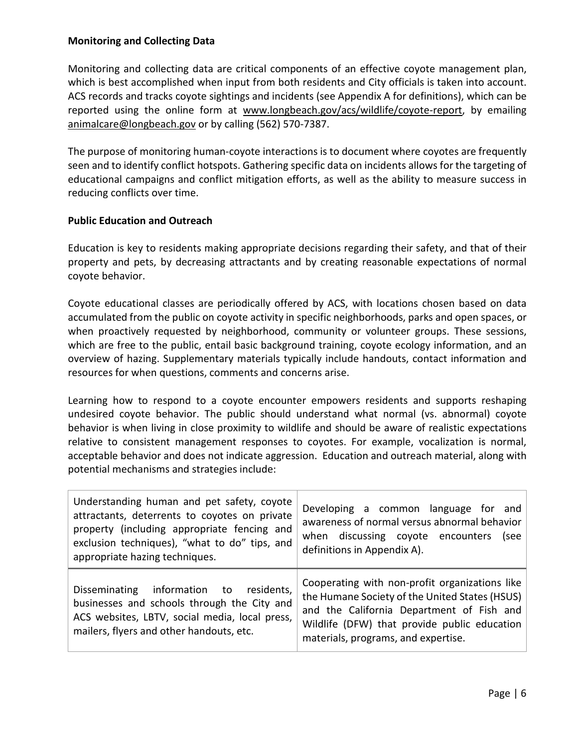**Monitoring and Collecting Data**

Monitoring and collecting data are critical components of an effective coyote management plan, which is best accomplished when input from both residents and City officials is taken into account. ACS records and tracks coyote sightings and incidents (see Appendix A for definitions), which can be reported using the online form at www.longbeach.gov/acs/wildlife/coyote-report, by emailing animalcare@longbeach.gov or by calling (562) 570-7387.

The purpose of monitoring human-coyote interactions is to document where coyotes are frequently seen and to identify conflict hotspots. Gathering specific data on incidents allows for the targeting of educational campaigns and conflict mitigation efforts, as well as the ability to measure success in reducing conflicts over time.

**Public Education and Outreach**

Education is key to residents making appropriate decisions regarding their safety, and that of their property and pets, by decreasing attractants and by creating reasonable expectations of normal coyote behavior.

Coyote educational classes are periodically offered by ACS, with locations chosen based on data accumulated from the public on coyote activity in specific neighborhoods, parks and open spaces, or when proactively requested by neighborhood, community or volunteer groups. These sessions, which are free to the public, entail basic background training, coyote ecology information, and an overview of hazing. Supplementary materials typically include handouts, contact information and resources for when questions, comments and concerns arise.

Learning how to respond to a coyote encounter empowers residents and supports reshaping undesired coyote behavior. The public should understand what normal (vs. abnormal) coyote behavior is when living in close proximity to wildlife and should be aware of realistic expectations relative to consistent management responses to coyotes. For example, vocalization is normal, acceptable behavior and does not indicate aggression. Education and outreach material, along with potential mechanisms and strategies include:

| | |
|---|---|
| Understanding human and pet safety, coyote attractants, deterrents to coyotes on private property (including appropriate fencing and exclusion techniques), "what to do" tips, and appropriate hazing techniques. | Developing a common language for and awareness of normal versus abnormal behavior when discussing coyote encounters (see definitions in Appendix A). |
| Disseminating information to residents, businesses and schools through the City and ACS websites, LBTV, social media, local press, mailers, flyers and other handouts, etc. | Cooperating with non-profit organizations like the Humane Society of the United States (HSUS) and the California Department of Fish and Wildlife (DFW) that provide public education materials, programs, and expertise. |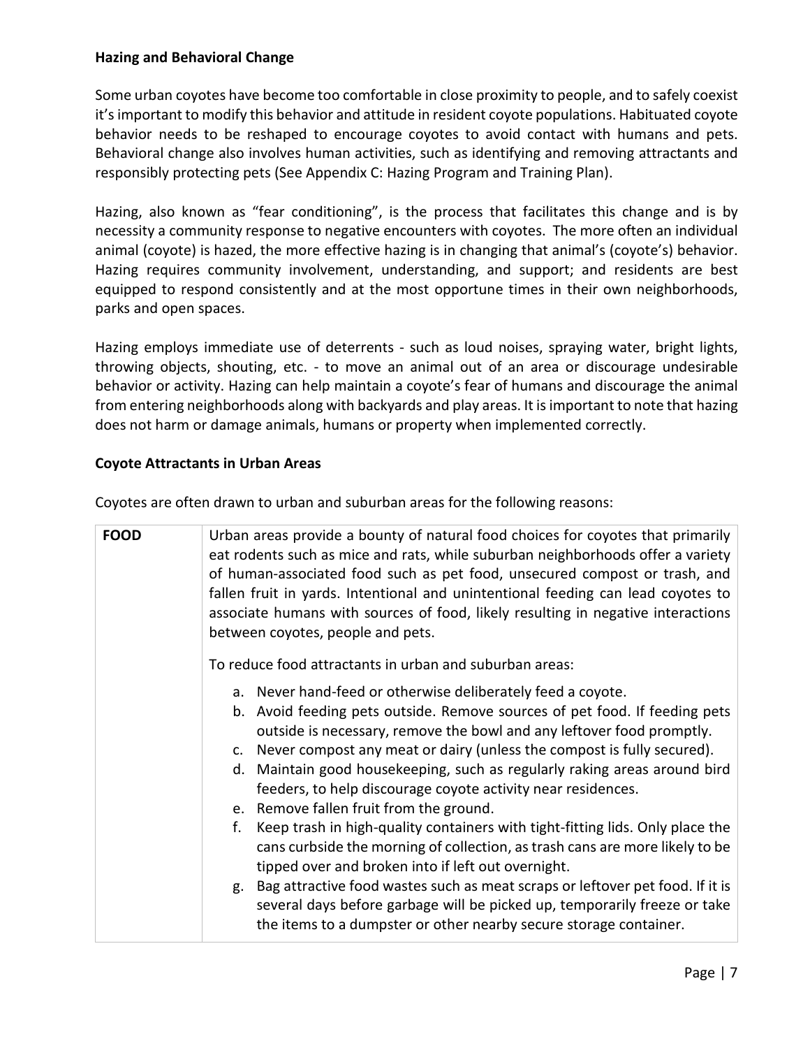### Hazing and Behavioral Change

Some urban coyotes have become too comfortable in close proximity to people, and to safely coexist it's important to modify this behavior and attitude in resident coyote populations. Habituated coyote behavior needs to be reshaped to encourage coyotes to avoid contact with humans and pets. Behavioral change also involves human activities, such as identifying and removing attractants and responsibly protecting pets (See Appendix C: Hazing Program and Training Plan).

Hazing, also known as "fear conditioning", is the process that facilitates this change and is by necessity a community response to negative encounters with coyotes. The more often an individual animal (coyote) is hazed, the more effective hazing is in changing that animal's (coyote's) behavior. Hazing requires community involvement, understanding, and support; and residents are best equipped to respond consistently and at the most opportune times in their own neighborhoods, parks and open spaces.

Hazing employs immediate use of deterrents - such as loud noises, spraying water, bright lights, throwing objects, shouting, etc. - to move an animal out of an area or discourage undesirable behavior or activity. Hazing can help maintain a coyote's fear of humans and discourage the animal from entering neighborhoods along with backyards and play areas. It is important to note that hazing does not harm or damage animals, humans or property when implemented correctly.

### Coyote Attractants in Urban Areas

Coyotes are often drawn to urban and suburban areas for the following reasons:

| | |
|---|---|
| **FOOD** | Urban areas provide a bounty of natural food choices for coyotes that primarily eat rodents such as mice and rats, while suburban neighborhoods offer a variety of human-associated food such as pet food, unsecured compost or trash, and fallen fruit in yards. Intentional and unintentional feeding can lead coyotes to associate humans with sources of food, likely resulting in negative interactions between coyotes, people and pets.<br><br>To reduce food attractants in urban and suburban areas:<br><br>a. Never hand-feed or otherwise deliberately feed a coyote.<br>b. Avoid feeding pets outside. Remove sources of pet food. If feeding pets outside is necessary, remove the bowl and any leftover food promptly.<br>c. Never compost any meat or dairy (unless the compost is fully secured).<br>d. Maintain good housekeeping, such as regularly raking areas around bird feeders, to help discourage coyote activity near residences.<br>e. Remove fallen fruit from the ground.<br>f. Keep trash in high-quality containers with tight-fitting lids. Only place the cans curbside the morning of collection, as trash cans are more likely to be tipped over and broken into if left out overnight.<br>g. Bag attractive food wastes such as meat scraps or leftover pet food. If it is several days before garbage will be picked up, temporarily freeze or take the items to a dumpster or other nearby secure storage container. |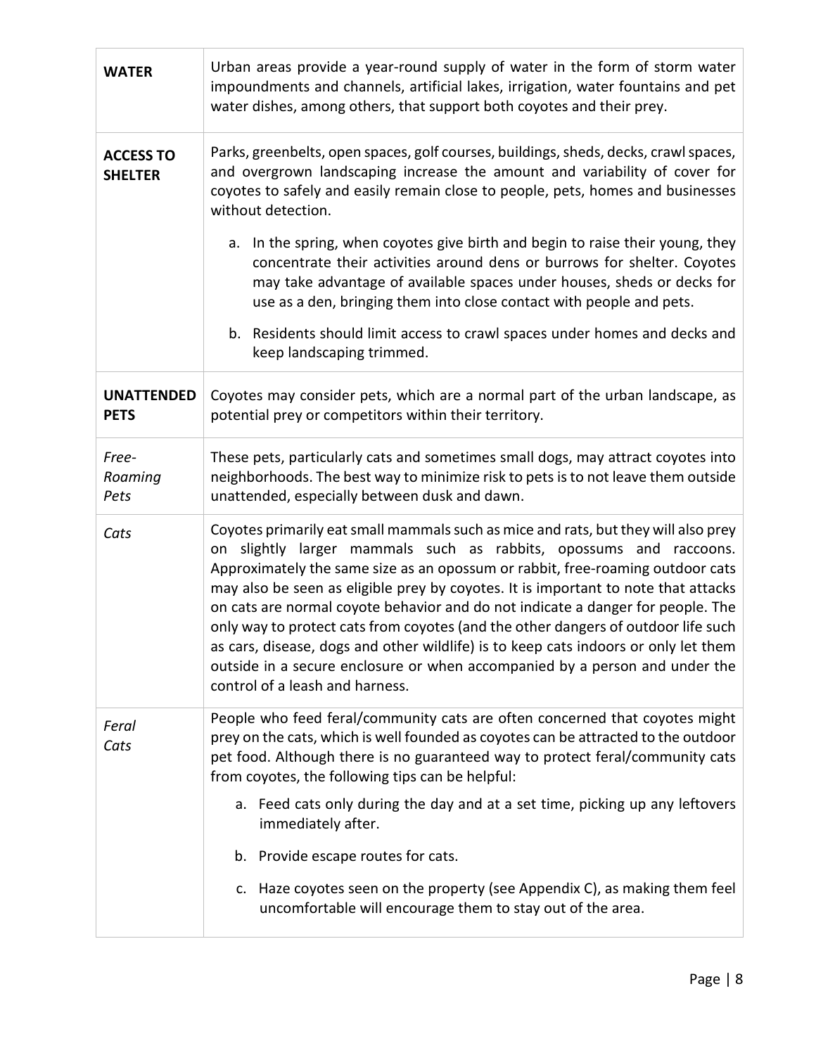| | |
|---|---|
| **WATER** | Urban areas provide a year-round supply of water in the form of storm water impoundments and channels, artificial lakes, irrigation, water fountains and pet water dishes, among others, that support both coyotes and their prey. |
| **ACCESS TO SHELTER** | Parks, greenbelts, open spaces, golf courses, buildings, sheds, decks, crawl spaces, and overgrown landscaping increase the amount and variability of cover for coyotes to safely and easily remain close to people, pets, homes and businesses without detection.<br><br>a. In the spring, when coyotes give birth and begin to raise their young, they concentrate their activities around dens or burrows for shelter. Coyotes may take advantage of available spaces under houses, sheds or decks for use as a den, bringing them into close contact with people and pets.<br><br>b. Residents should limit access to crawl spaces under homes and decks and keep landscaping trimmed. |
| **UNATTENDED PETS** | Coyotes may consider pets, which are a normal part of the urban landscape, as potential prey or competitors within their territory. |
| *Free-Roaming Pets* | These pets, particularly cats and sometimes small dogs, may attract coyotes into neighborhoods. The best way to minimize risk to pets is to not leave them outside unattended, especially between dusk and dawn. |
| *Cats* | Coyotes primarily eat small mammals such as mice and rats, but they will also prey on slightly larger mammals such as rabbits, opossums and raccoons. Approximately the same size as an opossum or rabbit, free-roaming outdoor cats may also be seen as eligible prey by coyotes. It is important to note that attacks on cats are normal coyote behavior and do not indicate a danger for people. The only way to protect cats from coyotes (and the other dangers of outdoor life such as cars, disease, dogs and other wildlife) is to keep cats indoors or only let them outside in a secure enclosure or when accompanied by a person and under the control of a leash and harness. |
| *Feral Cats* | People who feed feral/community cats are often concerned that coyotes might prey on the cats, which is well founded as coyotes can be attracted to the outdoor pet food. Although there is no guaranteed way to protect feral/community cats from coyotes, the following tips can be helpful:<br><br>a. Feed cats only during the day and at a set time, picking up any leftovers immediately after.<br><br>b. Provide escape routes for cats.<br><br>c. Haze coyotes seen on the property (see Appendix C), as making them feel uncomfortable will encourage them to stay out of the area. |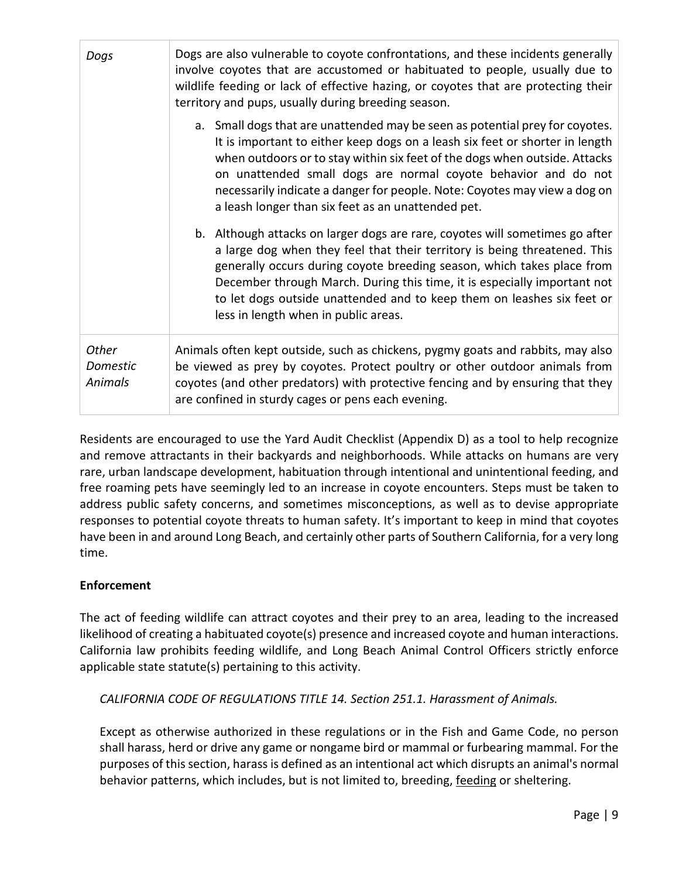| | |
|---|---|
| *Dogs* | Dogs are also vulnerable to coyote confrontations, and these incidents generally involve coyotes that are accustomed or habituated to people, usually due to wildlife feeding or lack of effective hazing, or coyotes that are protecting their territory and pups, usually during breeding season.<br><br>a. Small dogs that are unattended may be seen as potential prey for coyotes. It is important to either keep dogs on a leash six feet or shorter in length when outdoors or to stay within six feet of the dogs when outside. Attacks on unattended small dogs are normal coyote behavior and do not necessarily indicate a danger for people. Note: Coyotes may view a dog on a leash longer than six feet as an unattended pet.<br><br>b. Although attacks on larger dogs are rare, coyotes will sometimes go after a large dog when they feel that their territory is being threatened. This generally occurs during coyote breeding season, which takes place from December through March. During this time, it is especially important not to let dogs outside unattended and to keep them on leashes six feet or less in length when in public areas. |
| *Other Domestic Animals* | Animals often kept outside, such as chickens, pygmy goats and rabbits, may also be viewed as prey by coyotes. Protect poultry or other outdoor animals from coyotes (and other predators) with protective fencing and by ensuring that they are confined in sturdy cages or pens each evening. |

Residents are encouraged to use the Yard Audit Checklist (Appendix D) as a tool to help recognize and remove attractants in their backyards and neighborhoods. While attacks on humans are very rare, urban landscape development, habituation through intentional and unintentional feeding, and free roaming pets have seemingly led to an increase in coyote encounters. Steps must be taken to address public safety concerns, and sometimes misconceptions, as well as to devise appropriate responses to potential coyote threats to human safety. It's important to keep in mind that coyotes have been in and around Long Beach, and certainly other parts of Southern California, for a very long time.

**Enforcement**

The act of feeding wildlife can attract coyotes and their prey to an area, leading to the increased likelihood of creating a habituated coyote(s) presence and increased coyote and human interactions. California law prohibits feeding wildlife, and Long Beach Animal Control Officers strictly enforce applicable state statute(s) pertaining to this activity.

*CALIFORNIA CODE OF REGULATIONS TITLE 14. Section 251.1. Harassment of Animals.*

Except as otherwise authorized in these regulations or in the Fish and Game Code, no person shall harass, herd or drive any game or nongame bird or mammal or furbearing mammal. For the purposes of this section, harass is defined as an intentional act which disrupts an animal's normal behavior patterns, which includes, but is not limited to, breeding, feeding or sheltering.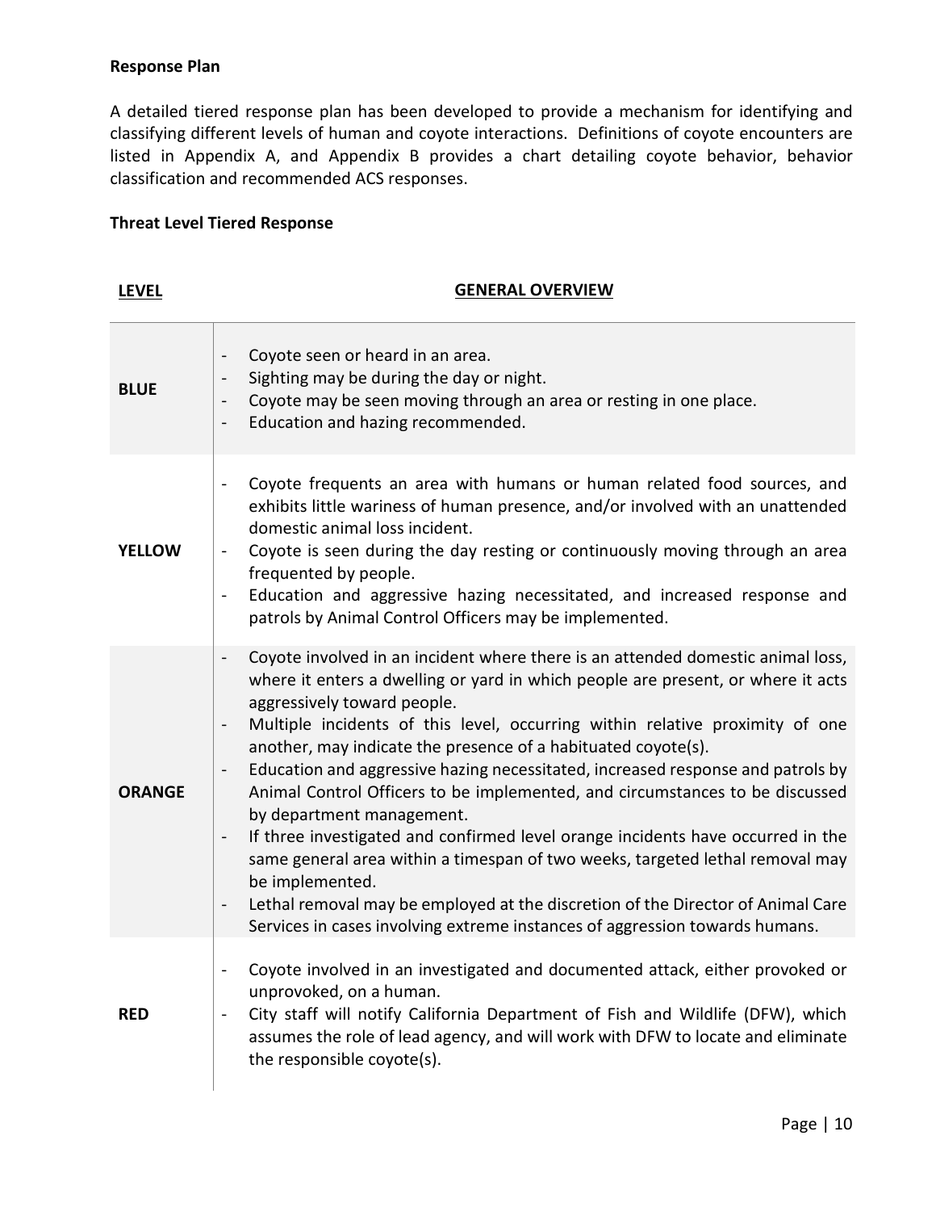**Response Plan**

A detailed tiered response plan has been developed to provide a mechanism for identifying and classifying different levels of human and coyote interactions. Definitions of coyote encounters are listed in Appendix A, and Appendix B provides a chart detailing coyote behavior, behavior classification and recommended ACS responses.

**Threat Level Tiered Response**

| LEVEL | GENERAL OVERVIEW |
| --- | --- |
| **BLUE** | - Coyote seen or heard in an area.<br>- Sighting may be during the day or night.<br>- Coyote may be seen moving through an area or resting in one place.<br>- Education and hazing recommended. |
| **YELLOW** | - Coyote frequents an area with humans or human related food sources, and exhibits little wariness of human presence, and/or involved with an unattended domestic animal loss incident.<br>- Coyote is seen during the day resting or continuously moving through an area frequented by people.<br>- Education and aggressive hazing necessitated, and increased response and patrols by Animal Control Officers may be implemented. |
| **ORANGE** | - Coyote involved in an incident where there is an attended domestic animal loss, where it enters a dwelling or yard in which people are present, or where it acts aggressively toward people.<br>- Multiple incidents of this level, occurring within relative proximity of one another, may indicate the presence of a habituated coyote(s).<br>- Education and aggressive hazing necessitated, increased response and patrols by Animal Control Officers to be implemented, and circumstances to be discussed by department management.<br>- If three investigated and confirmed level orange incidents have occurred in the same general area within a timespan of two weeks, targeted lethal removal may be implemented.<br>- Lethal removal may be employed at the discretion of the Director of Animal Care Services in cases involving extreme instances of aggression towards humans. |
| **RED** | - Coyote involved in an investigated and documented attack, either provoked or unprovoked, on a human.<br>- City staff will notify California Department of Fish and Wildlife (DFW), which assumes the role of lead agency, and will work with DFW to locate and eliminate the responsible coyote(s). |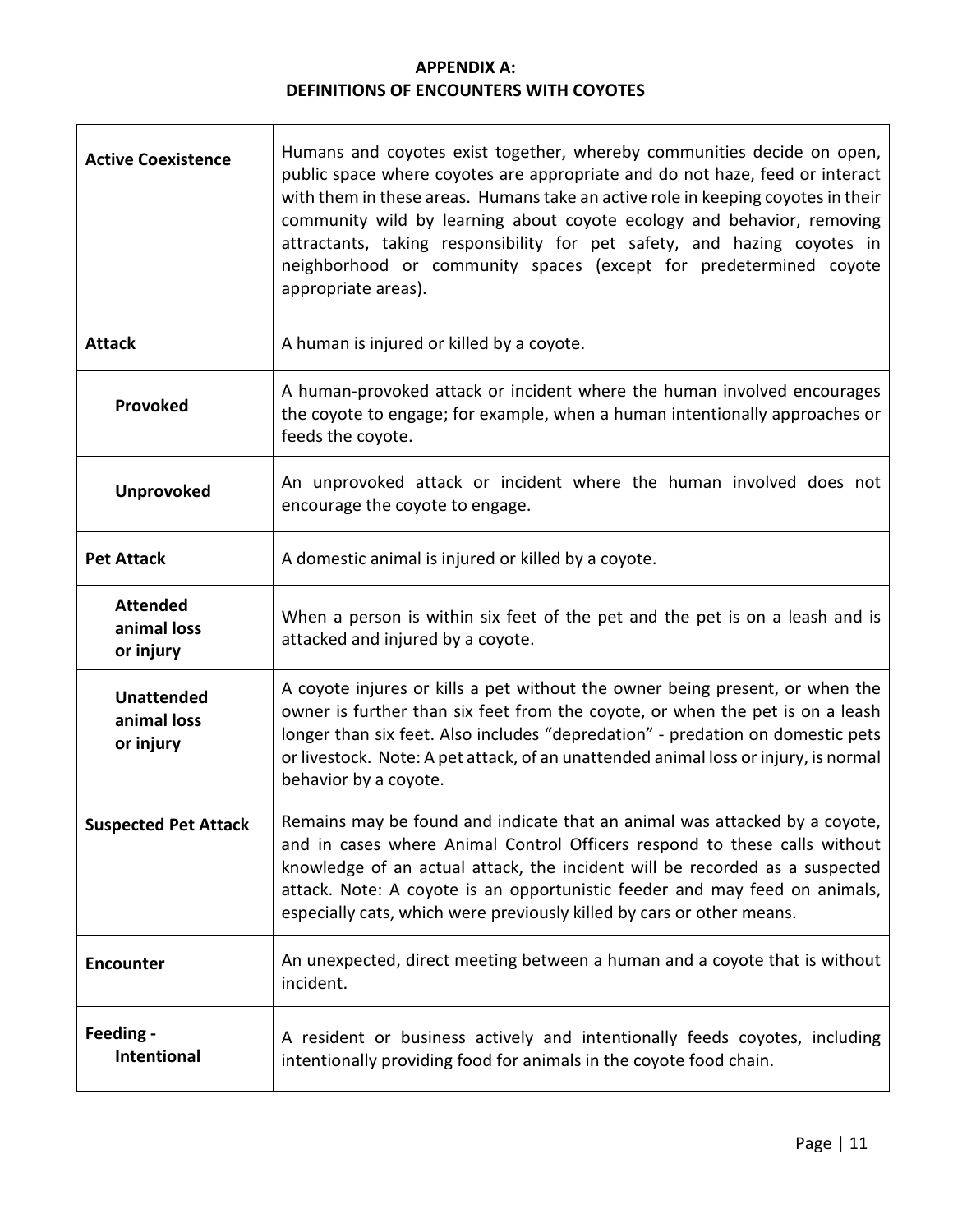## APPENDIX A:
## DEFINITIONS OF ENCOUNTERS WITH COYOTES

| | |
|---|---|
| **Active Coexistence** | Humans and coyotes exist together, whereby communities decide on open, public space where coyotes are appropriate and do not haze, feed or interact with them in these areas. Humans take an active role in keeping coyotes in their community wild by learning about coyote ecology and behavior, removing attractants, taking responsibility for pet safety, and hazing coyotes in neighborhood or community spaces (except for predetermined coyote appropriate areas). |
| **Attack** | A human is injured or killed by a coyote. |
| **Provoked** | A human-provoked attack or incident where the human involved encourages the coyote to engage; for example, when a human intentionally approaches or feeds the coyote. |
| **Unprovoked** | An unprovoked attack or incident where the human involved does not encourage the coyote to engage. |
| **Pet Attack** | A domestic animal is injured or killed by a coyote. |
| **Attended animal loss or injury** | When a person is within six feet of the pet and the pet is on a leash and is attacked and injured by a coyote. |
| **Unattended animal loss or injury** | A coyote injures or kills a pet without the owner being present, or when the owner is further than six feet from the coyote, or when the pet is on a leash longer than six feet. Also includes "depredation" - predation on domestic pets or livestock. Note: A pet attack, of an unattended animal loss or injury, is normal behavior by a coyote. |
| **Suspected Pet Attack** | Remains may be found and indicate that an animal was attacked by a coyote, and in cases where Animal Control Officers respond to these calls without knowledge of an actual attack, the incident will be recorded as a suspected attack. Note: A coyote is an opportunistic feeder and may feed on animals, especially cats, which were previously killed by cars or other means. |
| **Encounter** | An unexpected, direct meeting between a human and a coyote that is without incident. |
| **Feeding - Intentional** | A resident or business actively and intentionally feeds coyotes, including intentionally providing food for animals in the coyote food chain. |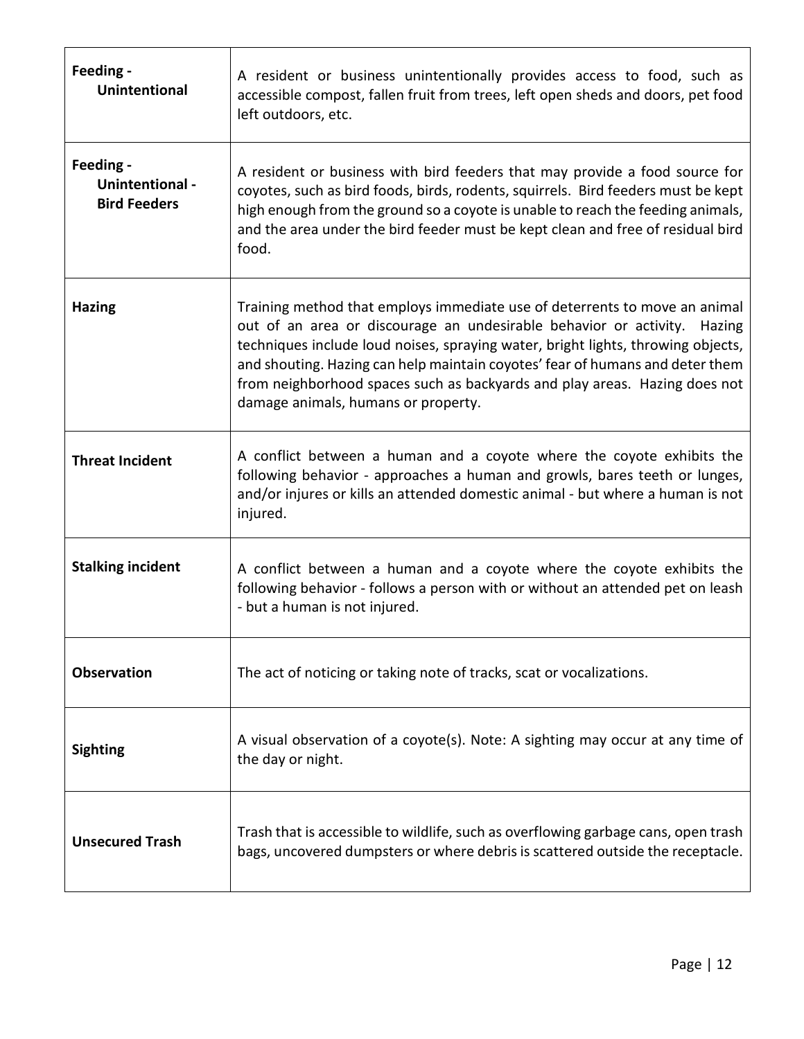| | |
|---|---|
| **Feeding - Unintentional** | A resident or business unintentionally provides access to food, such as accessible compost, fallen fruit from trees, left open sheds and doors, pet food left outdoors, etc. |
| **Feeding - Unintentional - Bird Feeders** | A resident or business with bird feeders that may provide a food source for coyotes, such as bird foods, birds, rodents, squirrels. Bird feeders must be kept high enough from the ground so a coyote is unable to reach the feeding animals, and the area under the bird feeder must be kept clean and free of residual bird food. |
| **Hazing** | Training method that employs immediate use of deterrents to move an animal out of an area or discourage an undesirable behavior or activity. Hazing techniques include loud noises, spraying water, bright lights, throwing objects, and shouting. Hazing can help maintain coyotes' fear of humans and deter them from neighborhood spaces such as backyards and play areas. Hazing does not damage animals, humans or property. |
| **Threat Incident** | A conflict between a human and a coyote where the coyote exhibits the following behavior - approaches a human and growls, bares teeth or lunges, and/or injures or kills an attended domestic animal - but where a human is not injured. |
| **Stalking incident** | A conflict between a human and a coyote where the coyote exhibits the following behavior - follows a person with or without an attended pet on leash - but a human is not injured. |
| **Observation** | The act of noticing or taking note of tracks, scat or vocalizations. |
| **Sighting** | A visual observation of a coyote(s). Note: A sighting may occur at any time of the day or night. |
| **Unsecured Trash** | Trash that is accessible to wildlife, such as overflowing garbage cans, open trash bags, uncovered dumpsters or where debris is scattered outside the receptacle. |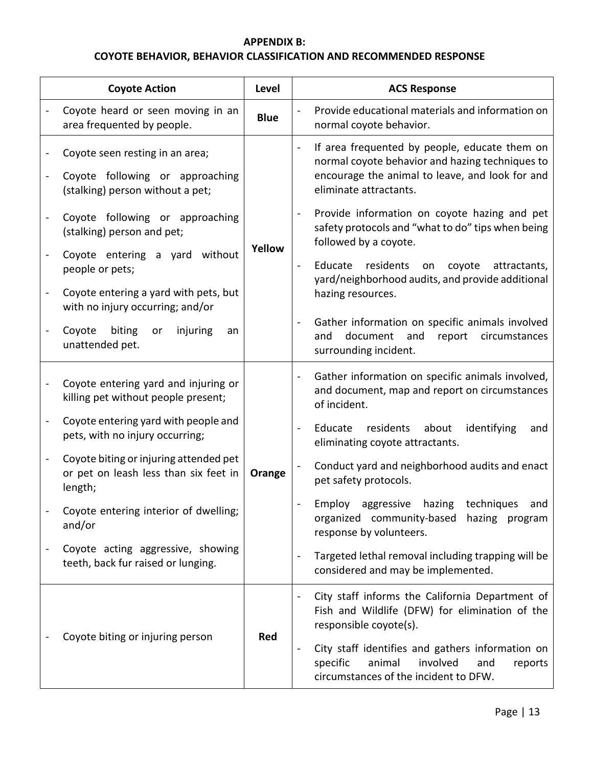**APPENDIX B:**
**COYOTE BEHAVIOR, BEHAVIOR CLASSIFICATION AND RECOMMENDED RESPONSE**

| Coyote Action | Level | ACS Response |
|---|---|---|
| - Coyote heard or seen moving in an area frequented by people. | **Blue** | - Provide educational materials and information on normal coyote behavior. |
| - Coyote seen resting in an area;<br>- Coyote following or approaching (stalking) person without a pet;<br>- Coyote following or approaching (stalking) person and pet;<br>- Coyote entering a yard without people or pets;<br>- Coyote entering a yard with pets, but with no injury occurring; and/or<br>- Coyote biting or injuring an unattended pet. | **Yellow** | - If area frequented by people, educate them on normal coyote behavior and hazing techniques to encourage the animal to leave, and look for and eliminate attractants.<br>- Provide information on coyote hazing and pet safety protocols and "what to do" tips when being followed by a coyote.<br>- Educate residents on coyote attractants, yard/neighborhood audits, and provide additional hazing resources.<br>- Gather information on specific animals involved and document and report circumstances surrounding incident. |
| - Coyote entering yard and injuring or killing pet without people present;<br>- Coyote entering yard with people and pets, with no injury occurring;<br>- Coyote biting or injuring attended pet or pet on leash less than six feet in length;<br>- Coyote entering interior of dwelling; and/or<br>- Coyote acting aggressive, showing teeth, back fur raised or lunging. | **Orange** | - Gather information on specific animals involved, and document, map and report on circumstances of incident.<br>- Educate residents about identifying and eliminating coyote attractants.<br>- Conduct yard and neighborhood audits and enact pet safety protocols.<br>- Employ aggressive hazing techniques and organized community-based hazing program response by volunteers.<br>- Targeted lethal removal including trapping will be considered and may be implemented. |
| - Coyote biting or injuring person | **Red** | - City staff informs the California Department of Fish and Wildlife (DFW) for elimination of the responsible coyote(s).<br>- City staff identifies and gathers information on specific animal involved and reports circumstances of the incident to DFW. |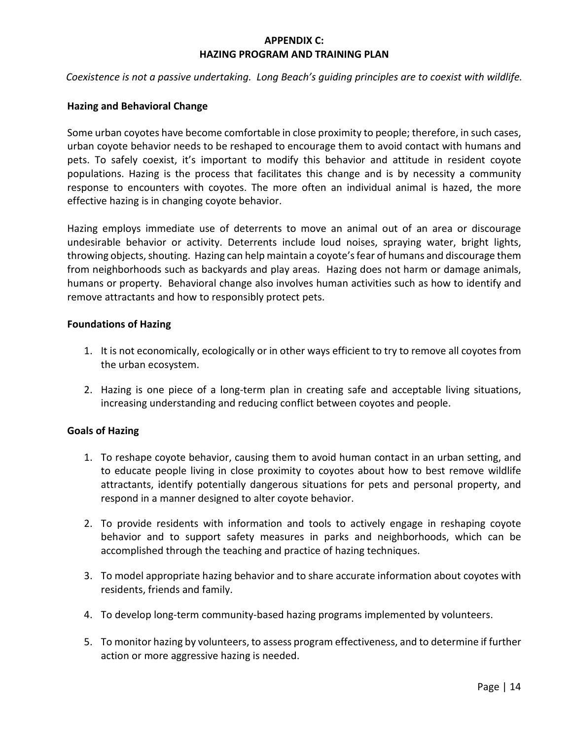# APPENDIX C:
# HAZING PROGRAM AND TRAINING PLAN

*Coexistence is not a passive undertaking. Long Beach's guiding principles are to coexist with wildlife.*

**Hazing and Behavioral Change**

Some urban coyotes have become comfortable in close proximity to people; therefore, in such cases, urban coyote behavior needs to be reshaped to encourage them to avoid contact with humans and pets. To safely coexist, it's important to modify this behavior and attitude in resident coyote populations. Hazing is the process that facilitates this change and is by necessity a community response to encounters with coyotes. The more often an individual animal is hazed, the more effective hazing is in changing coyote behavior.

Hazing employs immediate use of deterrents to move an animal out of an area or discourage undesirable behavior or activity. Deterrents include loud noises, spraying water, bright lights, throwing objects, shouting. Hazing can help maintain a coyote's fear of humans and discourage them from neighborhoods such as backyards and play areas. Hazing does not harm or damage animals, humans or property. Behavioral change also involves human activities such as how to identify and remove attractants and how to responsibly protect pets.

**Foundations of Hazing**

1. It is not economically, ecologically or in other ways efficient to try to remove all coyotes from the urban ecosystem.

2. Hazing is one piece of a long-term plan in creating safe and acceptable living situations, increasing understanding and reducing conflict between coyotes and people.

**Goals of Hazing**

1. To reshape coyote behavior, causing them to avoid human contact in an urban setting, and to educate people living in close proximity to coyotes about how to best remove wildlife attractants, identify potentially dangerous situations for pets and personal property, and respond in a manner designed to alter coyote behavior.

2. To provide residents with information and tools to actively engage in reshaping coyote behavior and to support safety measures in parks and neighborhoods, which can be accomplished through the teaching and practice of hazing techniques.

3. To model appropriate hazing behavior and to share accurate information about coyotes with residents, friends and family.

4. To develop long-term community-based hazing programs implemented by volunteers.

5. To monitor hazing by volunteers, to assess program effectiveness, and to determine if further action or more aggressive hazing is needed.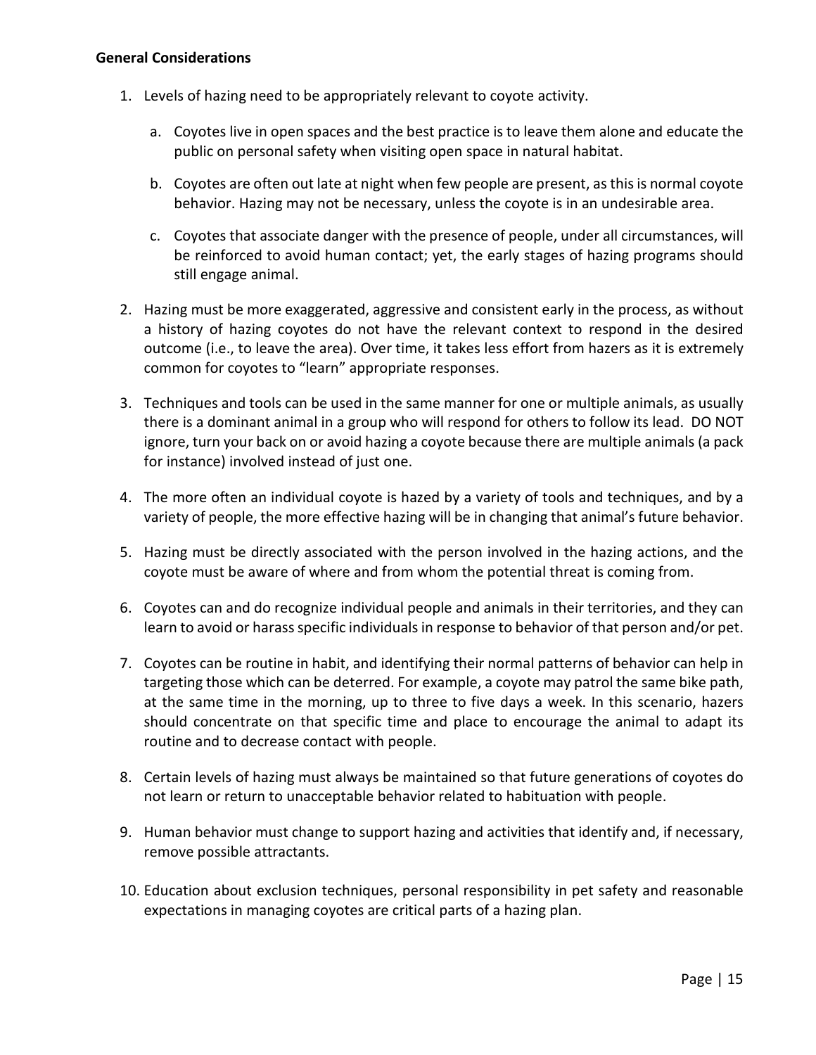**General Considerations**

1. Levels of hazing need to be appropriately relevant to coyote activity.

    a. Coyotes live in open spaces and the best practice is to leave them alone and educate the public on personal safety when visiting open space in natural habitat.

    b. Coyotes are often out late at night when few people are present, as this is normal coyote behavior. Hazing may not be necessary, unless the coyote is in an undesirable area.

    c. Coyotes that associate danger with the presence of people, under all circumstances, will be reinforced to avoid human contact; yet, the early stages of hazing programs should still engage animal.

2. Hazing must be more exaggerated, aggressive and consistent early in the process, as without a history of hazing coyotes do not have the relevant context to respond in the desired outcome (i.e., to leave the area). Over time, it takes less effort from hazers as it is extremely common for coyotes to "learn" appropriate responses.

3. Techniques and tools can be used in the same manner for one or multiple animals, as usually there is a dominant animal in a group who will respond for others to follow its lead. DO NOT ignore, turn your back on or avoid hazing a coyote because there are multiple animals (a pack for instance) involved instead of just one.

4. The more often an individual coyote is hazed by a variety of tools and techniques, and by a variety of people, the more effective hazing will be in changing that animal's future behavior.

5. Hazing must be directly associated with the person involved in the hazing actions, and the coyote must be aware of where and from whom the potential threat is coming from.

6. Coyotes can and do recognize individual people and animals in their territories, and they can learn to avoid or harass specific individuals in response to behavior of that person and/or pet.

7. Coyotes can be routine in habit, and identifying their normal patterns of behavior can help in targeting those which can be deterred. For example, a coyote may patrol the same bike path, at the same time in the morning, up to three to five days a week. In this scenario, hazers should concentrate on that specific time and place to encourage the animal to adapt its routine and to decrease contact with people.

8. Certain levels of hazing must always be maintained so that future generations of coyotes do not learn or return to unacceptable behavior related to habituation with people.

9. Human behavior must change to support hazing and activities that identify and, if necessary, remove possible attractants.

10. Education about exclusion techniques, personal responsibility in pet safety and reasonable expectations in managing coyotes are critical parts of a hazing plan.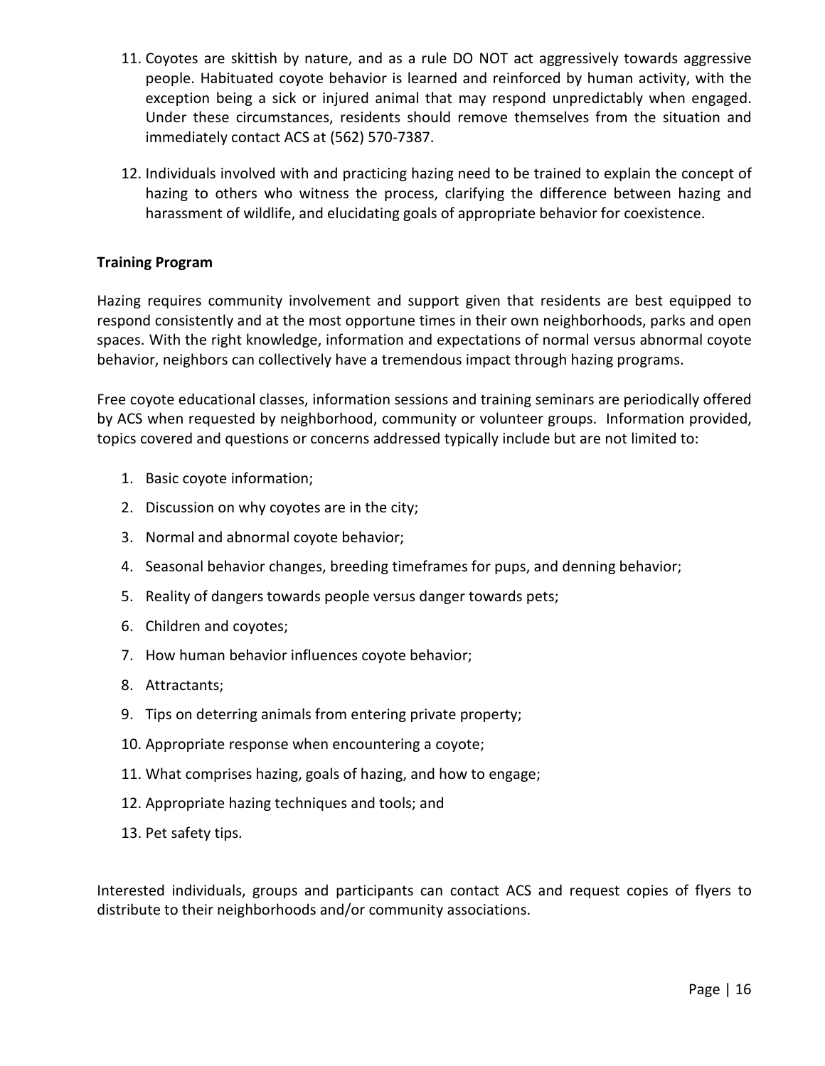11. Coyotes are skittish by nature, and as a rule DO NOT act aggressively towards aggressive people. Habituated coyote behavior is learned and reinforced by human activity, with the exception being a sick or injured animal that may respond unpredictably when engaged. Under these circumstances, residents should remove themselves from the situation and immediately contact ACS at (562) 570-7387.

12. Individuals involved with and practicing hazing need to be trained to explain the concept of hazing to others who witness the process, clarifying the difference between hazing and harassment of wildlife, and elucidating goals of appropriate behavior for coexistence.

**Training Program**

Hazing requires community involvement and support given that residents are best equipped to respond consistently and at the most opportune times in their own neighborhoods, parks and open spaces. With the right knowledge, information and expectations of normal versus abnormal coyote behavior, neighbors can collectively have a tremendous impact through hazing programs.

Free coyote educational classes, information sessions and training seminars are periodically offered by ACS when requested by neighborhood, community or volunteer groups. Information provided, topics covered and questions or concerns addressed typically include but are not limited to:

1. Basic coyote information;
2. Discussion on why coyotes are in the city;
3. Normal and abnormal coyote behavior;
4. Seasonal behavior changes, breeding timeframes for pups, and denning behavior;
5. Reality of dangers towards people versus danger towards pets;
6. Children and coyotes;
7. How human behavior influences coyote behavior;
8. Attractants;
9. Tips on deterring animals from entering private property;
10. Appropriate response when encountering a coyote;
11. What comprises hazing, goals of hazing, and how to engage;
12. Appropriate hazing techniques and tools; and
13. Pet safety tips.

Interested individuals, groups and participants can contact ACS and request copies of flyers to distribute to their neighborhoods and/or community associations.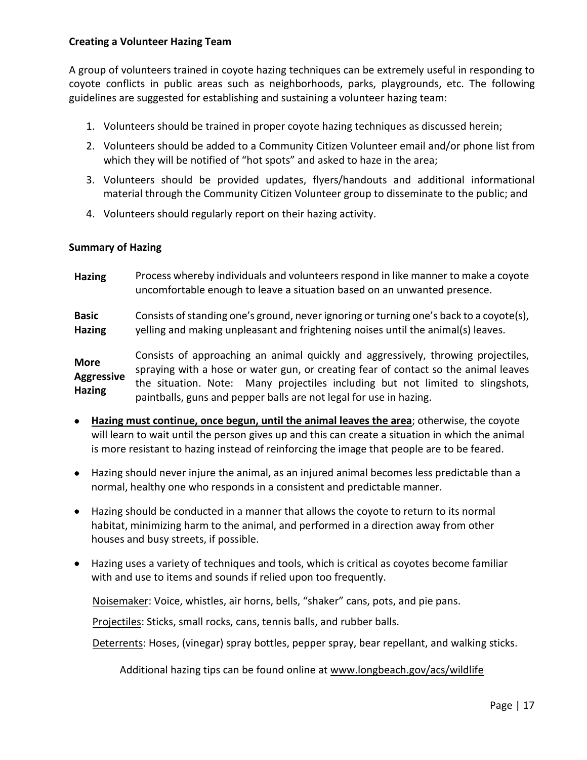**Creating a Volunteer Hazing Team**

A group of volunteers trained in coyote hazing techniques can be extremely useful in responding to coyote conflicts in public areas such as neighborhoods, parks, playgrounds, etc. The following guidelines are suggested for establishing and sustaining a volunteer hazing team:

1. Volunteers should be trained in proper coyote hazing techniques as discussed herein;
2. Volunteers should be added to a Community Citizen Volunteer email and/or phone list from which they will be notified of "hot spots" and asked to haze in the area;
3. Volunteers should be provided updates, flyers/handouts and additional informational material through the Community Citizen Volunteer group to disseminate to the public; and
4. Volunteers should regularly report on their hazing activity.

**Summary of Hazing**

| | |
|---|---|
| **Hazing** | Process whereby individuals and volunteers respond in like manner to make a coyote uncomfortable enough to leave a situation based on an unwanted presence. |
| **Basic Hazing** | Consists of standing one's ground, never ignoring or turning one's back to a coyote(s), yelling and making unpleasant and frightening noises until the animal(s) leaves. |
| **More Aggressive Hazing** | Consists of approaching an animal quickly and aggressively, throwing projectiles, spraying with a hose or water gun, or creating fear of contact so the animal leaves the situation. Note: Many projectiles including but not limited to slingshots, paintballs, guns and pepper balls are not legal for use in hazing. |

- **<u>Hazing must continue, once begun, until the animal leaves the area</u>**; otherwise, the coyote will learn to wait until the person gives up and this can create a situation in which the animal is more resistant to hazing instead of reinforcing the image that people are to be feared.
- Hazing should never injure the animal, as an injured animal becomes less predictable than a normal, healthy one who responds in a consistent and predictable manner.
- Hazing should be conducted in a manner that allows the coyote to return to its normal habitat, minimizing harm to the animal, and performed in a direction away from other houses and busy streets, if possible.
- Hazing uses a variety of techniques and tools, which is critical as coyotes become familiar with and use to items and sounds if relied upon too frequently.

  <u>Noisemaker</u>: Voice, whistles, air horns, bells, "shaker" cans, pots, and pie pans.

  <u>Projectiles</u>: Sticks, small rocks, cans, tennis balls, and rubber balls.

  <u>Deterrents</u>: Hoses, (vinegar) spray bottles, pepper spray, bear repellant, and walking sticks.

Additional hazing tips can be found online at www.longbeach.gov/acs/wildlife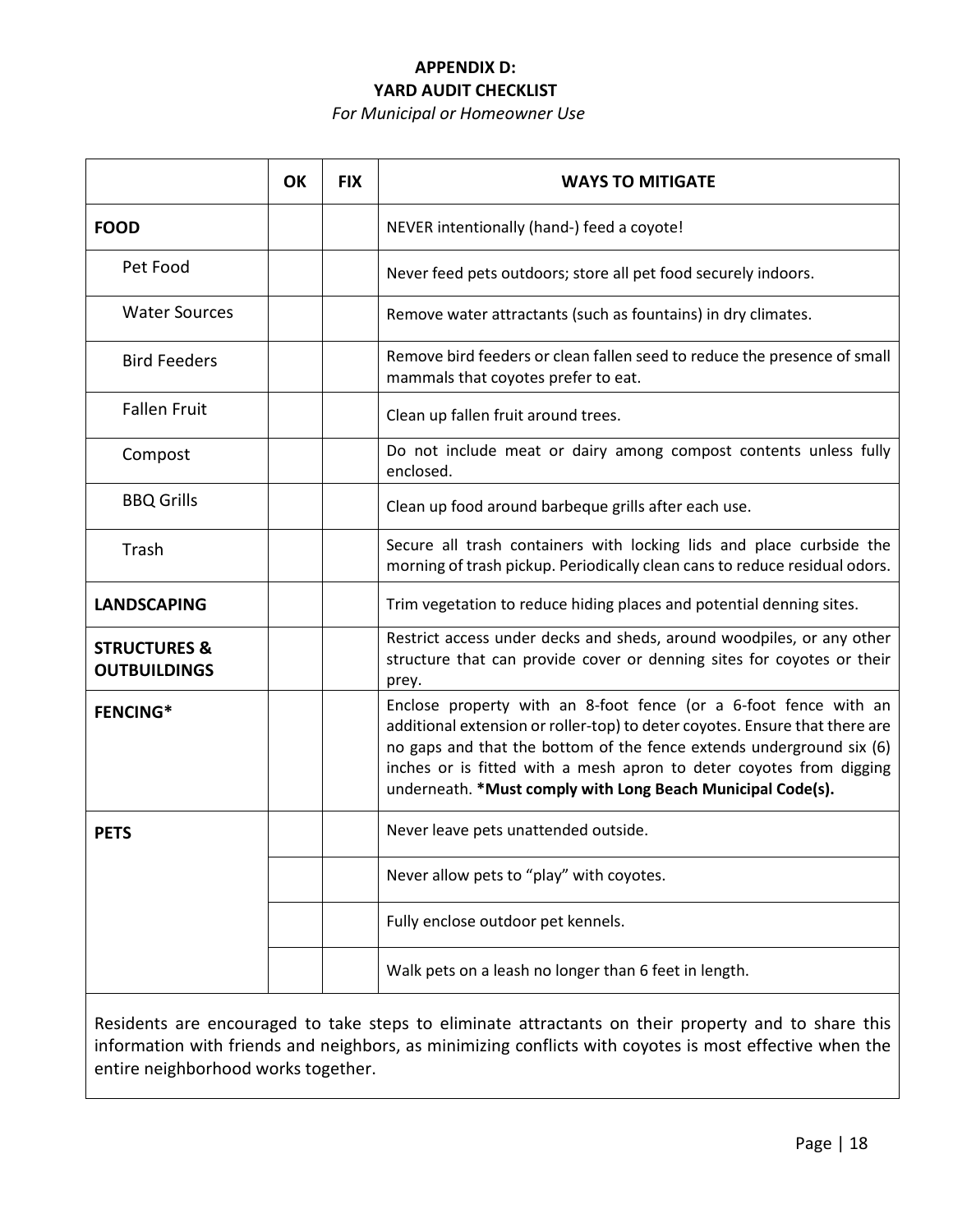## APPENDIX D: YARD AUDIT CHECKLIST

*For Municipal or Homeowner Use*

| | OK | FIX | WAYS TO MITIGATE |
|---|---|---|---|
| **FOOD** | | | NEVER intentionally (hand-) feed a coyote! |
| Pet Food | | | Never feed pets outdoors; store all pet food securely indoors. |
| Water Sources | | | Remove water attractants (such as fountains) in dry climates. |
| Bird Feeders | | | Remove bird feeders or clean fallen seed to reduce the presence of small mammals that coyotes prefer to eat. |
| Fallen Fruit | | | Clean up fallen fruit around trees. |
| Compost | | | Do not include meat or dairy among compost contents unless fully enclosed. |
| BBQ Grills | | | Clean up food around barbeque grills after each use. |
| Trash | | | Secure all trash containers with locking lids and place curbside the morning of trash pickup. Periodically clean cans to reduce residual odors. |
| **LANDSCAPING** | | | Trim vegetation to reduce hiding places and potential denning sites. |
| **STRUCTURES & OUTBUILDINGS** | | | Restrict access under decks and sheds, around woodpiles, or any other structure that can provide cover or denning sites for coyotes or their prey. |
| **FENCING*** | | | Enclose property with an 8-foot fence (or a 6-foot fence with an additional extension or roller-top) to deter coyotes. Ensure that there are no gaps and that the bottom of the fence extends underground six (6) inches or is fitted with a mesh apron to deter coyotes from digging underneath. **\*Must comply with Long Beach Municipal Code(s).** |
| **PETS** | | | Never leave pets unattended outside. |
| | | | Never allow pets to "play" with coyotes. |
| | | | Fully enclose outdoor pet kennels. |
| | | | Walk pets on a leash no longer than 6 feet in length. |

Residents are encouraged to take steps to eliminate attractants on their property and to share this information with friends and neighbors, as minimizing conflicts with coyotes is most effective when the entire neighborhood works together.